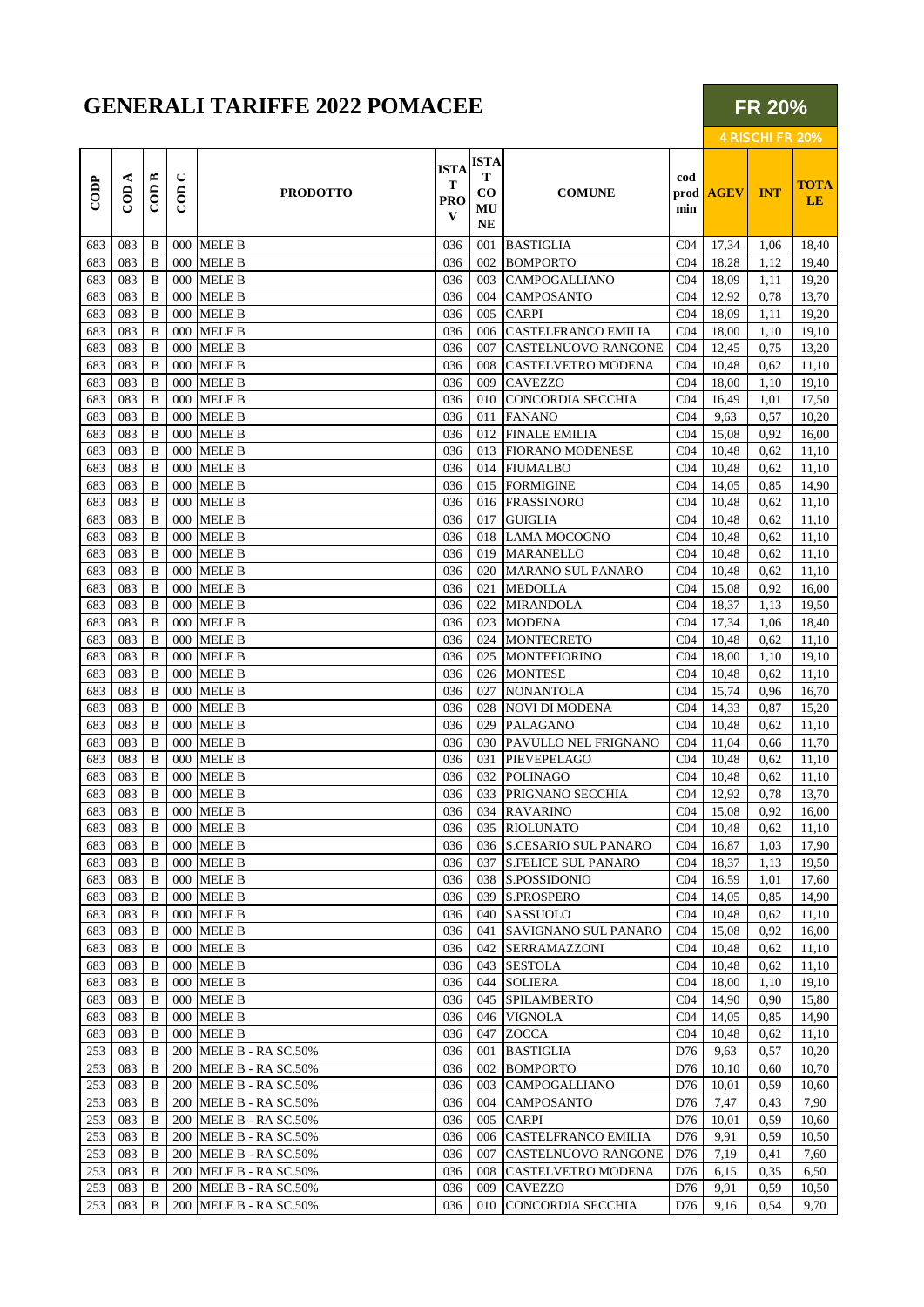# GENERALI TARIFFE 2022 POMACEE

**FR 20%**

**4 RISCHI FR 20%**

| CODP | COD A | COD B | COD C | PRODOTTO | ISTAT PROV | ISTAT COMUNE | COMUNE | cod prod min | AGEV | INT | TOTALE |
|---|---|---|---|---|---|---|---|---|---|---|---|
| 683 | 083 | B | 000 | MELE B | 036 | 001 | BASTIGLIA | C04 | 17,34 | 1,06 | 18,40 |
| 683 | 083 | B | 000 | MELE B | 036 | 002 | BOMPORTO | C04 | 18,28 | 1,12 | 19,40 |
| 683 | 083 | B | 000 | MELE B | 036 | 003 | CAMPOGALLIANO | C04 | 18,09 | 1,11 | 19,20 |
| 683 | 083 | B | 000 | MELE B | 036 | 004 | CAMPOSANTO | C04 | 12,92 | 0,78 | 13,70 |
| 683 | 083 | B | 000 | MELE B | 036 | 005 | CARPI | C04 | 18,09 | 1,11 | 19,20 |
| 683 | 083 | B | 000 | MELE B | 036 | 006 | CASTELFRANCO EMILIA | C04 | 18,00 | 1,10 | 19,10 |
| 683 | 083 | B | 000 | MELE B | 036 | 007 | CASTELNUOVO RANGONE | C04 | 12,45 | 0,75 | 13,20 |
| 683 | 083 | B | 000 | MELE B | 036 | 008 | CASTELVETRO MODENA | C04 | 10,48 | 0,62 | 11,10 |
| 683 | 083 | B | 000 | MELE B | 036 | 009 | CAVEZZO | C04 | 18,00 | 1,10 | 19,10 |
| 683 | 083 | B | 000 | MELE B | 036 | 010 | CONCORDIA SECCHIA | C04 | 16,49 | 1,01 | 17,50 |
| 683 | 083 | B | 000 | MELE B | 036 | 011 | FANANO | C04 | 9,63 | 0,57 | 10,20 |
| 683 | 083 | B | 000 | MELE B | 036 | 012 | FINALE EMILIA | C04 | 15,08 | 0,92 | 16,00 |
| 683 | 083 | B | 000 | MELE B | 036 | 013 | FIORANO MODENESE | C04 | 10,48 | 0,62 | 11,10 |
| 683 | 083 | B | 000 | MELE B | 036 | 014 | FIUMALBO | C04 | 10,48 | 0,62 | 11,10 |
| 683 | 083 | B | 000 | MELE B | 036 | 015 | FORMIGINE | C04 | 14,05 | 0,85 | 14,90 |
| 683 | 083 | B | 000 | MELE B | 036 | 016 | FRASSINORO | C04 | 10,48 | 0,62 | 11,10 |
| 683 | 083 | B | 000 | MELE B | 036 | 017 | GUIGLIA | C04 | 10,48 | 0,62 | 11,10 |
| 683 | 083 | B | 000 | MELE B | 036 | 018 | LAMA MOCOGNO | C04 | 10,48 | 0,62 | 11,10 |
| 683 | 083 | B | 000 | MELE B | 036 | 019 | MARANELLO | C04 | 10,48 | 0,62 | 11,10 |
| 683 | 083 | B | 000 | MELE B | 036 | 020 | MARANO SUL PANARO | C04 | 10,48 | 0,62 | 11,10 |
| 683 | 083 | B | 000 | MELE B | 036 | 021 | MEDOLLA | C04 | 15,08 | 0,92 | 16,00 |
| 683 | 083 | B | 000 | MELE B | 036 | 022 | MIRANDOLA | C04 | 18,37 | 1,13 | 19,50 |
| 683 | 083 | B | 000 | MELE B | 036 | 023 | MODENA | C04 | 17,34 | 1,06 | 18,40 |
| 683 | 083 | B | 000 | MELE B | 036 | 024 | MONTECRETO | C04 | 10,48 | 0,62 | 11,10 |
| 683 | 083 | B | 000 | MELE B | 036 | 025 | MONTEFIORINO | C04 | 18,00 | 1,10 | 19,10 |
| 683 | 083 | B | 000 | MELE B | 036 | 026 | MONTESE | C04 | 10,48 | 0,62 | 11,10 |
| 683 | 083 | B | 000 | MELE B | 036 | 027 | NONANTOLA | C04 | 15,74 | 0,96 | 16,70 |
| 683 | 083 | B | 000 | MELE B | 036 | 028 | NOVI DI MODENA | C04 | 14,33 | 0,87 | 15,20 |
| 683 | 083 | B | 000 | MELE B | 036 | 029 | PALAGANO | C04 | 10,48 | 0,62 | 11,10 |
| 683 | 083 | B | 000 | MELE B | 036 | 030 | PAVULLO NEL FRIGNANO | C04 | 11,04 | 0,66 | 11,70 |
| 683 | 083 | B | 000 | MELE B | 036 | 031 | PIEVEPELAGO | C04 | 10,48 | 0,62 | 11,10 |
| 683 | 083 | B | 000 | MELE B | 036 | 032 | POLINAGO | C04 | 10,48 | 0,62 | 11,10 |
| 683 | 083 | B | 000 | MELE B | 036 | 033 | PRIGNANO SECCHIA | C04 | 12,92 | 0,78 | 13,70 |
| 683 | 083 | B | 000 | MELE B | 036 | 034 | RAVARINO | C04 | 15,08 | 0,92 | 16,00 |
| 683 | 083 | B | 000 | MELE B | 036 | 035 | RIOLUNATO | C04 | 10,48 | 0,62 | 11,10 |
| 683 | 083 | B | 000 | MELE B | 036 | 036 | S.CESARIO SUL PANARO | C04 | 16,87 | 1,03 | 17,90 |
| 683 | 083 | B | 000 | MELE B | 036 | 037 | S.FELICE SUL PANARO | C04 | 18,37 | 1,13 | 19,50 |
| 683 | 083 | B | 000 | MELE B | 036 | 038 | S.POSSIDONIO | C04 | 16,59 | 1,01 | 17,60 |
| 683 | 083 | B | 000 | MELE B | 036 | 039 | S.PROSPERO | C04 | 14,05 | 0,85 | 14,90 |
| 683 | 083 | B | 000 | MELE B | 036 | 040 | SASSUOLO | C04 | 10,48 | 0,62 | 11,10 |
| 683 | 083 | B | 000 | MELE B | 036 | 041 | SAVIGNANO SUL PANARO | C04 | 15,08 | 0,92 | 16,00 |
| 683 | 083 | B | 000 | MELE B | 036 | 042 | SERRAMAZZONI | C04 | 10,48 | 0,62 | 11,10 |
| 683 | 083 | B | 000 | MELE B | 036 | 043 | SESTOLA | C04 | 10,48 | 0,62 | 11,10 |
| 683 | 083 | B | 000 | MELE B | 036 | 044 | SOLIERA | C04 | 18,00 | 1,10 | 19,10 |
| 683 | 083 | B | 000 | MELE B | 036 | 045 | SPILAMBERTO | C04 | 14,90 | 0,90 | 15,80 |
| 683 | 083 | B | 000 | MELE B | 036 | 046 | VIGNOLA | C04 | 14,05 | 0,85 | 14,90 |
| 683 | 083 | B | 000 | MELE B | 036 | 047 | ZOCCA | C04 | 10,48 | 0,62 | 11,10 |
| 253 | 083 | B | 200 | MELE B - RA SC.50% | 036 | 001 | BASTIGLIA | D76 | 9,63 | 0,57 | 10,20 |
| 253 | 083 | B | 200 | MELE B - RA SC.50% | 036 | 002 | BOMPORTO | D76 | 10,10 | 0,60 | 10,70 |
| 253 | 083 | B | 200 | MELE B - RA SC.50% | 036 | 003 | CAMPOGALLIANO | D76 | 10,01 | 0,59 | 10,60 |
| 253 | 083 | B | 200 | MELE B - RA SC.50% | 036 | 004 | CAMPOSANTO | D76 | 7,47 | 0,43 | 7,90 |
| 253 | 083 | B | 200 | MELE B - RA SC.50% | 036 | 005 | CARPI | D76 | 10,01 | 0,59 | 10,60 |
| 253 | 083 | B | 200 | MELE B - RA SC.50% | 036 | 006 | CASTELFRANCO EMILIA | D76 | 9,91 | 0,59 | 10,50 |
| 253 | 083 | B | 200 | MELE B - RA SC.50% | 036 | 007 | CASTELNUOVO RANGONE | D76 | 7,19 | 0,41 | 7,60 |
| 253 | 083 | B | 200 | MELE B - RA SC.50% | 036 | 008 | CASTELVETRO MODENA | D76 | 6,15 | 0,35 | 6,50 |
| 253 | 083 | B | 200 | MELE B - RA SC.50% | 036 | 009 | CAVEZZO | D76 | 9,91 | 0,59 | 10,50 |
| 253 | 083 | B | 200 | MELE B - RA SC.50% | 036 | 010 | CONCORDIA SECCHIA | D76 | 9,16 | 0,54 | 9,70 |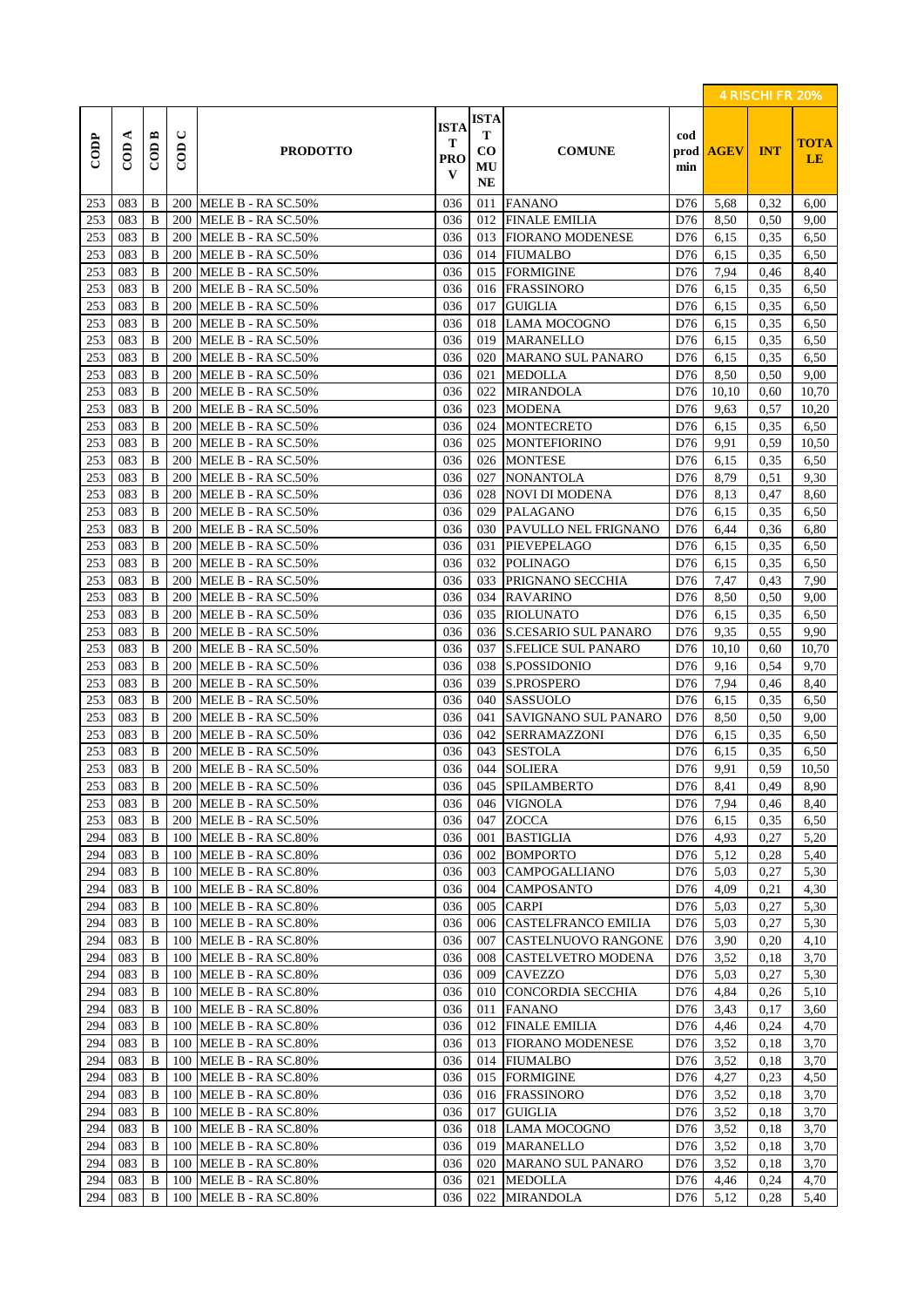| CODP | COD A | COD B | COD C | PRODOTTO | ISTAT PROV | ISTAT COMUNE | COMUNE | cod prod min | 4 RISCHI FR 20% AGEV | INT | TOTALE |
|---|---|---|---|---|---|---|---|---|---|---|---|
| 253 | 083 | B | 200 | MELE B - RA SC.50% | 036 | 011 | FANANO | D76 | 5,68 | 0,32 | 6,00 |
| 253 | 083 | B | 200 | MELE B - RA SC.50% | 036 | 012 | FINALE EMILIA | D76 | 8,50 | 0,50 | 9,00 |
| 253 | 083 | B | 200 | MELE B - RA SC.50% | 036 | 013 | FIORANO MODENESE | D76 | 6,15 | 0,35 | 6,50 |
| 253 | 083 | B | 200 | MELE B - RA SC.50% | 036 | 014 | FIUMALBO | D76 | 6,15 | 0,35 | 6,50 |
| 253 | 083 | B | 200 | MELE B - RA SC.50% | 036 | 015 | FORMIGINE | D76 | 7,94 | 0,46 | 8,40 |
| 253 | 083 | B | 200 | MELE B - RA SC.50% | 036 | 016 | FRASSINORO | D76 | 6,15 | 0,35 | 6,50 |
| 253 | 083 | B | 200 | MELE B - RA SC.50% | 036 | 017 | GUIGLIA | D76 | 6,15 | 0,35 | 6,50 |
| 253 | 083 | B | 200 | MELE B - RA SC.50% | 036 | 018 | LAMA MOCOGNO | D76 | 6,15 | 0,35 | 6,50 |
| 253 | 083 | B | 200 | MELE B - RA SC.50% | 036 | 019 | MARANELLO | D76 | 6,15 | 0,35 | 6,50 |
| 253 | 083 | B | 200 | MELE B - RA SC.50% | 036 | 020 | MARANO SUL PANARO | D76 | 6,15 | 0,35 | 6,50 |
| 253 | 083 | B | 200 | MELE B - RA SC.50% | 036 | 021 | MEDOLLA | D76 | 8,50 | 0,50 | 9,00 |
| 253 | 083 | B | 200 | MELE B - RA SC.50% | 036 | 022 | MIRANDOLA | D76 | 10,10 | 0,60 | 10,70 |
| 253 | 083 | B | 200 | MELE B - RA SC.50% | 036 | 023 | MODENA | D76 | 9,63 | 0,57 | 10,20 |
| 253 | 083 | B | 200 | MELE B - RA SC.50% | 036 | 024 | MONTECRETO | D76 | 6,15 | 0,35 | 6,50 |
| 253 | 083 | B | 200 | MELE B - RA SC.50% | 036 | 025 | MONTEFIORINO | D76 | 9,91 | 0,59 | 10,50 |
| 253 | 083 | B | 200 | MELE B - RA SC.50% | 036 | 026 | MONTESE | D76 | 6,15 | 0,35 | 6,50 |
| 253 | 083 | B | 200 | MELE B - RA SC.50% | 036 | 027 | NONANTOLA | D76 | 8,79 | 0,51 | 9,30 |
| 253 | 083 | B | 200 | MELE B - RA SC.50% | 036 | 028 | NOVI DI MODENA | D76 | 8,13 | 0,47 | 8,60 |
| 253 | 083 | B | 200 | MELE B - RA SC.50% | 036 | 029 | PALAGANO | D76 | 6,15 | 0,35 | 6,50 |
| 253 | 083 | B | 200 | MELE B - RA SC.50% | 036 | 030 | PAVULLO NEL FRIGNANO | D76 | 6,44 | 0,36 | 6,80 |
| 253 | 083 | B | 200 | MELE B - RA SC.50% | 036 | 031 | PIEVEPELAGO | D76 | 6,15 | 0,35 | 6,50 |
| 253 | 083 | B | 200 | MELE B - RA SC.50% | 036 | 032 | POLINAGO | D76 | 6,15 | 0,35 | 6,50 |
| 253 | 083 | B | 200 | MELE B - RA SC.50% | 036 | 033 | PRIGNANO SECCHIA | D76 | 7,47 | 0,43 | 7,90 |
| 253 | 083 | B | 200 | MELE B - RA SC.50% | 036 | 034 | RAVARINO | D76 | 8,50 | 0,50 | 9,00 |
| 253 | 083 | B | 200 | MELE B - RA SC.50% | 036 | 035 | RIOLUNATO | D76 | 6,15 | 0,35 | 6,50 |
| 253 | 083 | B | 200 | MELE B - RA SC.50% | 036 | 036 | S.CESARIO SUL PANARO | D76 | 9,35 | 0,55 | 9,90 |
| 253 | 083 | B | 200 | MELE B - RA SC.50% | 036 | 037 | S.FELICE SUL PANARO | D76 | 10,10 | 0,60 | 10,70 |
| 253 | 083 | B | 200 | MELE B - RA SC.50% | 036 | 038 | S.POSSIDONIO | D76 | 9,16 | 0,54 | 9,70 |
| 253 | 083 | B | 200 | MELE B - RA SC.50% | 036 | 039 | S.PROSPERO | D76 | 7,94 | 0,46 | 8,40 |
| 253 | 083 | B | 200 | MELE B - RA SC.50% | 036 | 040 | SASSUOLO | D76 | 6,15 | 0,35 | 6,50 |
| 253 | 083 | B | 200 | MELE B - RA SC.50% | 036 | 041 | SAVIGNANO SUL PANARO | D76 | 8,50 | 0,50 | 9,00 |
| 253 | 083 | B | 200 | MELE B - RA SC.50% | 036 | 042 | SERRAMAZZONI | D76 | 6,15 | 0,35 | 6,50 |
| 253 | 083 | B | 200 | MELE B - RA SC.50% | 036 | 043 | SESTOLA | D76 | 6,15 | 0,35 | 6,50 |
| 253 | 083 | B | 200 | MELE B - RA SC.50% | 036 | 044 | SOLIERA | D76 | 9,91 | 0,59 | 10,50 |
| 253 | 083 | B | 200 | MELE B - RA SC.50% | 036 | 045 | SPILAMBERTO | D76 | 8,41 | 0,49 | 8,90 |
| 253 | 083 | B | 200 | MELE B - RA SC.50% | 036 | 046 | VIGNOLA | D76 | 7,94 | 0,46 | 8,40 |
| 253 | 083 | B | 200 | MELE B - RA SC.50% | 036 | 047 | ZOCCA | D76 | 6,15 | 0,35 | 6,50 |
| 294 | 083 | B | 100 | MELE B - RA SC.80% | 036 | 001 | BASTIGLIA | D76 | 4,93 | 0,27 | 5,20 |
| 294 | 083 | B | 100 | MELE B - RA SC.80% | 036 | 002 | BOMPORTO | D76 | 5,12 | 0,28 | 5,40 |
| 294 | 083 | B | 100 | MELE B - RA SC.80% | 036 | 003 | CAMPOGALLIANO | D76 | 5,03 | 0,27 | 5,30 |
| 294 | 083 | B | 100 | MELE B - RA SC.80% | 036 | 004 | CAMPOSANTO | D76 | 4,09 | 0,21 | 4,30 |
| 294 | 083 | B | 100 | MELE B - RA SC.80% | 036 | 005 | CARPI | D76 | 5,03 | 0,27 | 5,30 |
| 294 | 083 | B | 100 | MELE B - RA SC.80% | 036 | 006 | CASTELFRANCO EMILIA | D76 | 5,03 | 0,27 | 5,30 |
| 294 | 083 | B | 100 | MELE B - RA SC.80% | 036 | 007 | CASTELNUOVO RANGONE | D76 | 3,90 | 0,20 | 4,10 |
| 294 | 083 | B | 100 | MELE B - RA SC.80% | 036 | 008 | CASTELVETRO MODENA | D76 | 3,52 | 0,18 | 3,70 |
| 294 | 083 | B | 100 | MELE B - RA SC.80% | 036 | 009 | CAVEZZO | D76 | 5,03 | 0,27 | 5,30 |
| 294 | 083 | B | 100 | MELE B - RA SC.80% | 036 | 010 | CONCORDIA SECCHIA | D76 | 4,84 | 0,26 | 5,10 |
| 294 | 083 | B | 100 | MELE B - RA SC.80% | 036 | 011 | FANANO | D76 | 3,43 | 0,17 | 3,60 |
| 294 | 083 | B | 100 | MELE B - RA SC.80% | 036 | 012 | FINALE EMILIA | D76 | 4,46 | 0,24 | 4,70 |
| 294 | 083 | B | 100 | MELE B - RA SC.80% | 036 | 013 | FIORANO MODENESE | D76 | 3,52 | 0,18 | 3,70 |
| 294 | 083 | B | 100 | MELE B - RA SC.80% | 036 | 014 | FIUMALBO | D76 | 3,52 | 0,18 | 3,70 |
| 294 | 083 | B | 100 | MELE B - RA SC.80% | 036 | 015 | FORMIGINE | D76 | 4,27 | 0,23 | 4,50 |
| 294 | 083 | B | 100 | MELE B - RA SC.80% | 036 | 016 | FRASSINORO | D76 | 3,52 | 0,18 | 3,70 |
| 294 | 083 | B | 100 | MELE B - RA SC.80% | 036 | 017 | GUIGLIA | D76 | 3,52 | 0,18 | 3,70 |
| 294 | 083 | B | 100 | MELE B - RA SC.80% | 036 | 018 | LAMA MOCOGNO | D76 | 3,52 | 0,18 | 3,70 |
| 294 | 083 | B | 100 | MELE B - RA SC.80% | 036 | 019 | MARANELLO | D76 | 3,52 | 0,18 | 3,70 |
| 294 | 083 | B | 100 | MELE B - RA SC.80% | 036 | 020 | MARANO SUL PANARO | D76 | 3,52 | 0,18 | 3,70 |
| 294 | 083 | B | 100 | MELE B - RA SC.80% | 036 | 021 | MEDOLLA | D76 | 4,46 | 0,24 | 4,70 |
| 294 | 083 | B | 100 | MELE B - RA SC.80% | 036 | 022 | MIRANDOLA | D76 | 5,12 | 0,28 | 5,40 |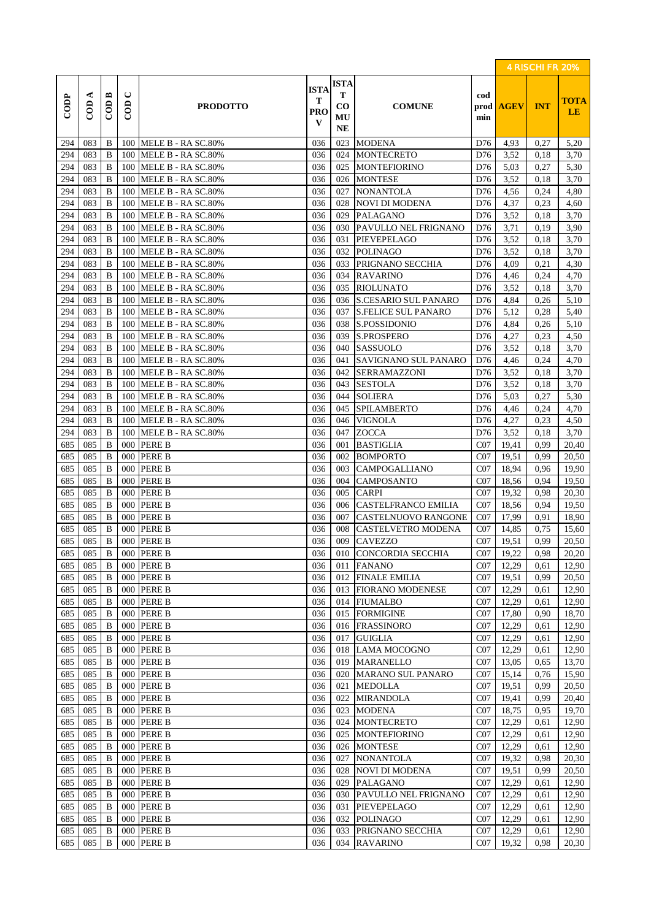| CODP | COD A | COD B | COD C | PRODOTTO | ISTAT PROV | ISTAT COMUNE | COMUNE | cod prod min | 4 RISCHI FR 20% AGEV | INT | TOTALE |
|---|---|---|---|---|---|---|---|---|---|---|---|
| 294 | 083 | B | 100 | MELE B - RA SC.80% | 036 | 023 | MODENA | D76 | 4,93 | 0,27 | 5,20 |
| 294 | 083 | B | 100 | MELE B - RA SC.80% | 036 | 024 | MONTECRETO | D76 | 3,52 | 0,18 | 3,70 |
| 294 | 083 | B | 100 | MELE B - RA SC.80% | 036 | 025 | MONTEFIORINO | D76 | 5,03 | 0,27 | 5,30 |
| 294 | 083 | B | 100 | MELE B - RA SC.80% | 036 | 026 | MONTESE | D76 | 3,52 | 0,18 | 3,70 |
| 294 | 083 | B | 100 | MELE B - RA SC.80% | 036 | 027 | NONANTOLA | D76 | 4,56 | 0,24 | 4,80 |
| 294 | 083 | B | 100 | MELE B - RA SC.80% | 036 | 028 | NOVI DI MODENA | D76 | 4,37 | 0,23 | 4,60 |
| 294 | 083 | B | 100 | MELE B - RA SC.80% | 036 | 029 | PALAGANO | D76 | 3,52 | 0,18 | 3,70 |
| 294 | 083 | B | 100 | MELE B - RA SC.80% | 036 | 030 | PAVULLO NEL FRIGNANO | D76 | 3,71 | 0,19 | 3,90 |
| 294 | 083 | B | 100 | MELE B - RA SC.80% | 036 | 031 | PIEVEPELAGO | D76 | 3,52 | 0,18 | 3,70 |
| 294 | 083 | B | 100 | MELE B - RA SC.80% | 036 | 032 | POLINAGO | D76 | 3,52 | 0,18 | 3,70 |
| 294 | 083 | B | 100 | MELE B - RA SC.80% | 036 | 033 | PRIGNANO SECCHIA | D76 | 4,09 | 0,21 | 4,30 |
| 294 | 083 | B | 100 | MELE B - RA SC.80% | 036 | 034 | RAVARINO | D76 | 4,46 | 0,24 | 4,70 |
| 294 | 083 | B | 100 | MELE B - RA SC.80% | 036 | 035 | RIOLUNATO | D76 | 3,52 | 0,18 | 3,70 |
| 294 | 083 | B | 100 | MELE B - RA SC.80% | 036 | 036 | S.CESARIO SUL PANARO | D76 | 4,84 | 0,26 | 5,10 |
| 294 | 083 | B | 100 | MELE B - RA SC.80% | 036 | 037 | S.FELICE SUL PANARO | D76 | 5,12 | 0,28 | 5,40 |
| 294 | 083 | B | 100 | MELE B - RA SC.80% | 036 | 038 | S.POSSIDONIO | D76 | 4,84 | 0,26 | 5,10 |
| 294 | 083 | B | 100 | MELE B - RA SC.80% | 036 | 039 | S.PROSPERO | D76 | 4,27 | 0,23 | 4,50 |
| 294 | 083 | B | 100 | MELE B - RA SC.80% | 036 | 040 | SASSUOLO | D76 | 3,52 | 0,18 | 3,70 |
| 294 | 083 | B | 100 | MELE B - RA SC.80% | 036 | 041 | SAVIGNANO SUL PANARO | D76 | 4,46 | 0,24 | 4,70 |
| 294 | 083 | B | 100 | MELE B - RA SC.80% | 036 | 042 | SERRAMAZZONI | D76 | 3,52 | 0,18 | 3,70 |
| 294 | 083 | B | 100 | MELE B - RA SC.80% | 036 | 043 | SESTOLA | D76 | 3,52 | 0,18 | 3,70 |
| 294 | 083 | B | 100 | MELE B - RA SC.80% | 036 | 044 | SOLIERA | D76 | 5,03 | 0,27 | 5,30 |
| 294 | 083 | B | 100 | MELE B - RA SC.80% | 036 | 045 | SPILAMBERTO | D76 | 4,46 | 0,24 | 4,70 |
| 294 | 083 | B | 100 | MELE B - RA SC.80% | 036 | 046 | VIGNOLA | D76 | 4,27 | 0,23 | 4,50 |
| 294 | 083 | B | 100 | MELE B - RA SC.80% | 036 | 047 | ZOCCA | D76 | 3,52 | 0,18 | 3,70 |
| 685 | 085 | B | 000 | PERE B | 036 | 001 | BASTIGLIA | C07 | 19,41 | 0,99 | 20,40 |
| 685 | 085 | B | 000 | PERE B | 036 | 002 | BOMPORTO | C07 | 19,51 | 0,99 | 20,50 |
| 685 | 085 | B | 000 | PERE B | 036 | 003 | CAMPOGALLIANO | C07 | 18,94 | 0,96 | 19,90 |
| 685 | 085 | B | 000 | PERE B | 036 | 004 | CAMPOSANTO | C07 | 18,56 | 0,94 | 19,50 |
| 685 | 085 | B | 000 | PERE B | 036 | 005 | CARPI | C07 | 19,32 | 0,98 | 20,30 |
| 685 | 085 | B | 000 | PERE B | 036 | 006 | CASTELFRANCO EMILIA | C07 | 18,56 | 0,94 | 19,50 |
| 685 | 085 | B | 000 | PERE B | 036 | 007 | CASTELNUOVO RANGONE | C07 | 17,99 | 0,91 | 18,90 |
| 685 | 085 | B | 000 | PERE B | 036 | 008 | CASTELVETRO MODENA | C07 | 14,85 | 0,75 | 15,60 |
| 685 | 085 | B | 000 | PERE B | 036 | 009 | CAVEZZO | C07 | 19,51 | 0,99 | 20,50 |
| 685 | 085 | B | 000 | PERE B | 036 | 010 | CONCORDIA SECCHIA | C07 | 19,22 | 0,98 | 20,20 |
| 685 | 085 | B | 000 | PERE B | 036 | 011 | FANANO | C07 | 12,29 | 0,61 | 12,90 |
| 685 | 085 | B | 000 | PERE B | 036 | 012 | FINALE EMILIA | C07 | 19,51 | 0,99 | 20,50 |
| 685 | 085 | B | 000 | PERE B | 036 | 013 | FIORANO MODENESE | C07 | 12,29 | 0,61 | 12,90 |
| 685 | 085 | B | 000 | PERE B | 036 | 014 | FIUMALBO | C07 | 12,29 | 0,61 | 12,90 |
| 685 | 085 | B | 000 | PERE B | 036 | 015 | FORMIGINE | C07 | 17,80 | 0,90 | 18,70 |
| 685 | 085 | B | 000 | PERE B | 036 | 016 | FRASSINORO | C07 | 12,29 | 0,61 | 12,90 |
| 685 | 085 | B | 000 | PERE B | 036 | 017 | GUIGLIA | C07 | 12,29 | 0,61 | 12,90 |
| 685 | 085 | B | 000 | PERE B | 036 | 018 | LAMA MOCOGNO | C07 | 12,29 | 0,61 | 12,90 |
| 685 | 085 | B | 000 | PERE B | 036 | 019 | MARANELLO | C07 | 13,05 | 0,65 | 13,70 |
| 685 | 085 | B | 000 | PERE B | 036 | 020 | MARANO SUL PANARO | C07 | 15,14 | 0,76 | 15,90 |
| 685 | 085 | B | 000 | PERE B | 036 | 021 | MEDOLLA | C07 | 19,51 | 0,99 | 20,50 |
| 685 | 085 | B | 000 | PERE B | 036 | 022 | MIRANDOLA | C07 | 19,41 | 0,99 | 20,40 |
| 685 | 085 | B | 000 | PERE B | 036 | 023 | MODENA | C07 | 18,75 | 0,95 | 19,70 |
| 685 | 085 | B | 000 | PERE B | 036 | 024 | MONTECRETO | C07 | 12,29 | 0,61 | 12,90 |
| 685 | 085 | B | 000 | PERE B | 036 | 025 | MONTEFIORINO | C07 | 12,29 | 0,61 | 12,90 |
| 685 | 085 | B | 000 | PERE B | 036 | 026 | MONTESE | C07 | 12,29 | 0,61 | 12,90 |
| 685 | 085 | B | 000 | PERE B | 036 | 027 | NONANTOLA | C07 | 19,32 | 0,98 | 20,30 |
| 685 | 085 | B | 000 | PERE B | 036 | 028 | NOVI DI MODENA | C07 | 19,51 | 0,99 | 20,50 |
| 685 | 085 | B | 000 | PERE B | 036 | 029 | PALAGANO | C07 | 12,29 | 0,61 | 12,90 |
| 685 | 085 | B | 000 | PERE B | 036 | 030 | PAVULLO NEL FRIGNANO | C07 | 12,29 | 0,61 | 12,90 |
| 685 | 085 | B | 000 | PERE B | 036 | 031 | PIEVEPELAGO | C07 | 12,29 | 0,61 | 12,90 |
| 685 | 085 | B | 000 | PERE B | 036 | 032 | POLINAGO | C07 | 12,29 | 0,61 | 12,90 |
| 685 | 085 | B | 000 | PERE B | 036 | 033 | PRIGNANO SECCHIA | C07 | 12,29 | 0,61 | 12,90 |
| 685 | 085 | B | 000 | PERE B | 036 | 034 | RAVARINO | C07 | 19,32 | 0,98 | 20,30 |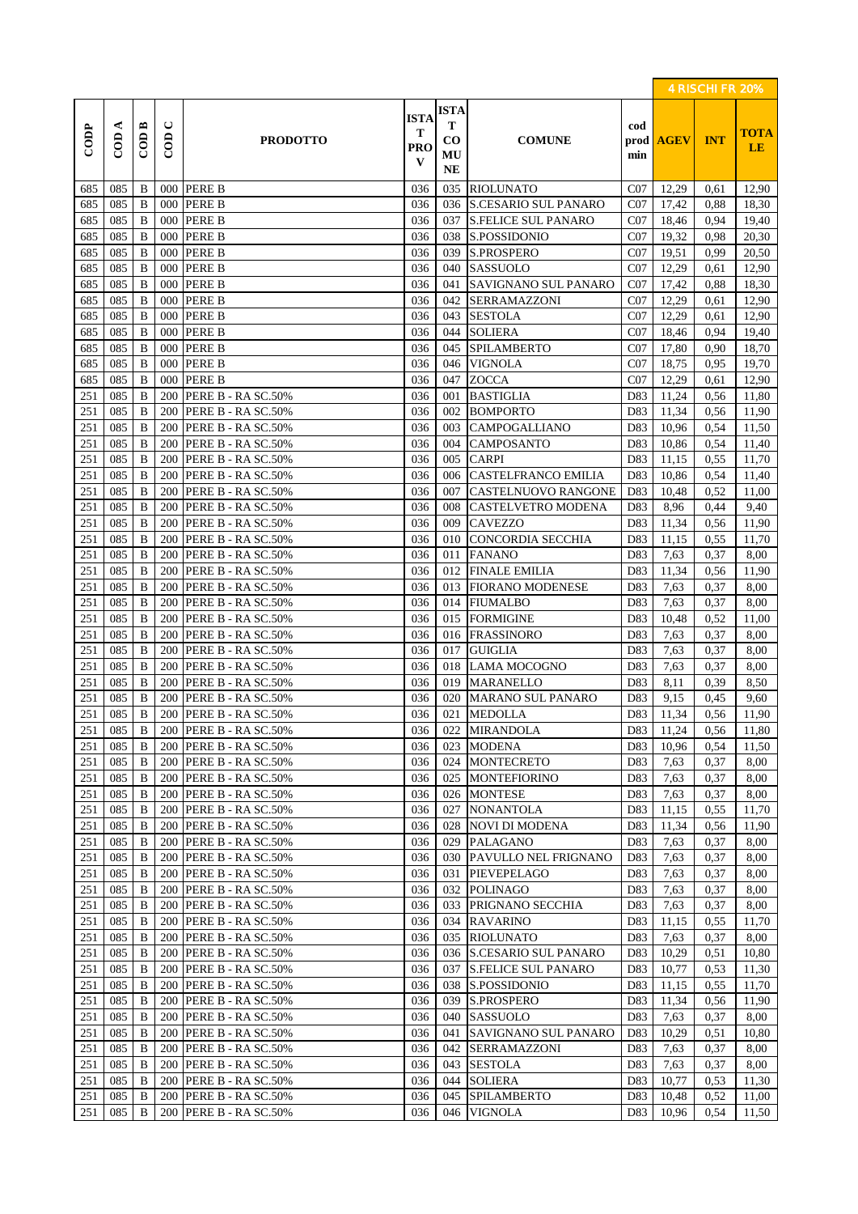| CODP | COD A | COD B | COD C | PRODOTTO | ISTAT PROV | ISTAT COMUNE | COMUNE | cod prod min | 4 RISCHI FR 20% AGEV | INT | TOTALE |
|---|---|---|---|---|---|---|---|---|---|---|---|
| 685 | 085 | B | 000 | PERE B | 036 | 035 | RIOLUNATO | C07 | 12,29 | 0,61 | 12,90 |
| 685 | 085 | B | 000 | PERE B | 036 | 036 | S.CESARIO SUL PANARO | C07 | 17,42 | 0,88 | 18,30 |
| 685 | 085 | B | 000 | PERE B | 036 | 037 | S.FELICE SUL PANARO | C07 | 18,46 | 0,94 | 19,40 |
| 685 | 085 | B | 000 | PERE B | 036 | 038 | S.POSSIDONIO | C07 | 19,32 | 0,98 | 20,30 |
| 685 | 085 | B | 000 | PERE B | 036 | 039 | S.PROSPERO | C07 | 19,51 | 0,99 | 20,50 |
| 685 | 085 | B | 000 | PERE B | 036 | 040 | SASSUOLO | C07 | 12,29 | 0,61 | 12,90 |
| 685 | 085 | B | 000 | PERE B | 036 | 041 | SAVIGNANO SUL PANARO | C07 | 17,42 | 0,88 | 18,30 |
| 685 | 085 | B | 000 | PERE B | 036 | 042 | SERRAMAZZONI | C07 | 12,29 | 0,61 | 12,90 |
| 685 | 085 | B | 000 | PERE B | 036 | 043 | SESTOLA | C07 | 12,29 | 0,61 | 12,90 |
| 685 | 085 | B | 000 | PERE B | 036 | 044 | SOLIERA | C07 | 18,46 | 0,94 | 19,40 |
| 685 | 085 | B | 000 | PERE B | 036 | 045 | SPILAMBERTO | C07 | 17,80 | 0,90 | 18,70 |
| 685 | 085 | B | 000 | PERE B | 036 | 046 | VIGNOLA | C07 | 18,75 | 0,95 | 19,70 |
| 685 | 085 | B | 000 | PERE B | 036 | 047 | ZOCCA | C07 | 12,29 | 0,61 | 12,90 |
| 251 | 085 | B | 200 | PERE B - RA SC.50% | 036 | 001 | BASTIGLIA | D83 | 11,24 | 0,56 | 11,80 |
| 251 | 085 | B | 200 | PERE B - RA SC.50% | 036 | 002 | BOMPORTO | D83 | 11,34 | 0,56 | 11,90 |
| 251 | 085 | B | 200 | PERE B - RA SC.50% | 036 | 003 | CAMPOGALLIANO | D83 | 10,96 | 0,54 | 11,50 |
| 251 | 085 | B | 200 | PERE B - RA SC.50% | 036 | 004 | CAMPOSANTO | D83 | 10,86 | 0,54 | 11,40 |
| 251 | 085 | B | 200 | PERE B - RA SC.50% | 036 | 005 | CARPI | D83 | 11,15 | 0,55 | 11,70 |
| 251 | 085 | B | 200 | PERE B - RA SC.50% | 036 | 006 | CASTELFRANCO EMILIA | D83 | 10,86 | 0,54 | 11,40 |
| 251 | 085 | B | 200 | PERE B - RA SC.50% | 036 | 007 | CASTELNUOVO RANGONE | D83 | 10,48 | 0,52 | 11,00 |
| 251 | 085 | B | 200 | PERE B - RA SC.50% | 036 | 008 | CASTELVETRO MODENA | D83 | 8,96 | 0,44 | 9,40 |
| 251 | 085 | B | 200 | PERE B - RA SC.50% | 036 | 009 | CAVEZZO | D83 | 11,34 | 0,56 | 11,90 |
| 251 | 085 | B | 200 | PERE B - RA SC.50% | 036 | 010 | CONCORDIA SECCHIA | D83 | 11,15 | 0,55 | 11,70 |
| 251 | 085 | B | 200 | PERE B - RA SC.50% | 036 | 011 | FANANO | D83 | 7,63 | 0,37 | 8,00 |
| 251 | 085 | B | 200 | PERE B - RA SC.50% | 036 | 012 | FINALE EMILIA | D83 | 11,34 | 0,56 | 11,90 |
| 251 | 085 | B | 200 | PERE B - RA SC.50% | 036 | 013 | FIORANO MODENESE | D83 | 7,63 | 0,37 | 8,00 |
| 251 | 085 | B | 200 | PERE B - RA SC.50% | 036 | 014 | FIUMALBO | D83 | 7,63 | 0,37 | 8,00 |
| 251 | 085 | B | 200 | PERE B - RA SC.50% | 036 | 015 | FORMIGINE | D83 | 10,48 | 0,52 | 11,00 |
| 251 | 085 | B | 200 | PERE B - RA SC.50% | 036 | 016 | FRASSINORO | D83 | 7,63 | 0,37 | 8,00 |
| 251 | 085 | B | 200 | PERE B - RA SC.50% | 036 | 017 | GUIGLIA | D83 | 7,63 | 0,37 | 8,00 |
| 251 | 085 | B | 200 | PERE B - RA SC.50% | 036 | 018 | LAMA MOCOGNO | D83 | 7,63 | 0,37 | 8,00 |
| 251 | 085 | B | 200 | PERE B - RA SC.50% | 036 | 019 | MARANELLO | D83 | 8,11 | 0,39 | 8,50 |
| 251 | 085 | B | 200 | PERE B - RA SC.50% | 036 | 020 | MARANO SUL PANARO | D83 | 9,15 | 0,45 | 9,60 |
| 251 | 085 | B | 200 | PERE B - RA SC.50% | 036 | 021 | MEDOLLA | D83 | 11,34 | 0,56 | 11,90 |
| 251 | 085 | B | 200 | PERE B - RA SC.50% | 036 | 022 | MIRANDOLA | D83 | 11,24 | 0,56 | 11,80 |
| 251 | 085 | B | 200 | PERE B - RA SC.50% | 036 | 023 | MODENA | D83 | 10,96 | 0,54 | 11,50 |
| 251 | 085 | B | 200 | PERE B - RA SC.50% | 036 | 024 | MONTECRETO | D83 | 7,63 | 0,37 | 8,00 |
| 251 | 085 | B | 200 | PERE B - RA SC.50% | 036 | 025 | MONTEFIORINO | D83 | 7,63 | 0,37 | 8,00 |
| 251 | 085 | B | 200 | PERE B - RA SC.50% | 036 | 026 | MONTESE | D83 | 7,63 | 0,37 | 8,00 |
| 251 | 085 | B | 200 | PERE B - RA SC.50% | 036 | 027 | NONANTOLA | D83 | 11,15 | 0,55 | 11,70 |
| 251 | 085 | B | 200 | PERE B - RA SC.50% | 036 | 028 | NOVI DI MODENA | D83 | 11,34 | 0,56 | 11,90 |
| 251 | 085 | B | 200 | PERE B - RA SC.50% | 036 | 029 | PALAGANO | D83 | 7,63 | 0,37 | 8,00 |
| 251 | 085 | B | 200 | PERE B - RA SC.50% | 036 | 030 | PAVULLO NEL FRIGNANO | D83 | 7,63 | 0,37 | 8,00 |
| 251 | 085 | B | 200 | PERE B - RA SC.50% | 036 | 031 | PIEVEPELAGO | D83 | 7,63 | 0,37 | 8,00 |
| 251 | 085 | B | 200 | PERE B - RA SC.50% | 036 | 032 | POLINAGO | D83 | 7,63 | 0,37 | 8,00 |
| 251 | 085 | B | 200 | PERE B - RA SC.50% | 036 | 033 | PRIGNANO SECCHIA | D83 | 7,63 | 0,37 | 8,00 |
| 251 | 085 | B | 200 | PERE B - RA SC.50% | 036 | 034 | RAVARINO | D83 | 11,15 | 0,55 | 11,70 |
| 251 | 085 | B | 200 | PERE B - RA SC.50% | 036 | 035 | RIOLUNATO | D83 | 7,63 | 0,37 | 8,00 |
| 251 | 085 | B | 200 | PERE B - RA SC.50% | 036 | 036 | S.CESARIO SUL PANARO | D83 | 10,29 | 0,51 | 10,80 |
| 251 | 085 | B | 200 | PERE B - RA SC.50% | 036 | 037 | S.FELICE SUL PANARO | D83 | 10,77 | 0,53 | 11,30 |
| 251 | 085 | B | 200 | PERE B - RA SC.50% | 036 | 038 | S.POSSIDONIO | D83 | 11,15 | 0,55 | 11,70 |
| 251 | 085 | B | 200 | PERE B - RA SC.50% | 036 | 039 | S.PROSPERO | D83 | 11,34 | 0,56 | 11,90 |
| 251 | 085 | B | 200 | PERE B - RA SC.50% | 036 | 040 | SASSUOLO | D83 | 7,63 | 0,37 | 8,00 |
| 251 | 085 | B | 200 | PERE B - RA SC.50% | 036 | 041 | SAVIGNANO SUL PANARO | D83 | 10,29 | 0,51 | 10,80 |
| 251 | 085 | B | 200 | PERE B - RA SC.50% | 036 | 042 | SERRAMAZZONI | D83 | 7,63 | 0,37 | 8,00 |
| 251 | 085 | B | 200 | PERE B - RA SC.50% | 036 | 043 | SESTOLA | D83 | 7,63 | 0,37 | 8,00 |
| 251 | 085 | B | 200 | PERE B - RA SC.50% | 036 | 044 | SOLIERA | D83 | 10,77 | 0,53 | 11,30 |
| 251 | 085 | B | 200 | PERE B - RA SC.50% | 036 | 045 | SPILAMBERTO | D83 | 10,48 | 0,52 | 11,00 |
| 251 | 085 | B | 200 | PERE B - RA SC.50% | 036 | 046 | VIGNOLA | D83 | 10,96 | 0,54 | 11,50 |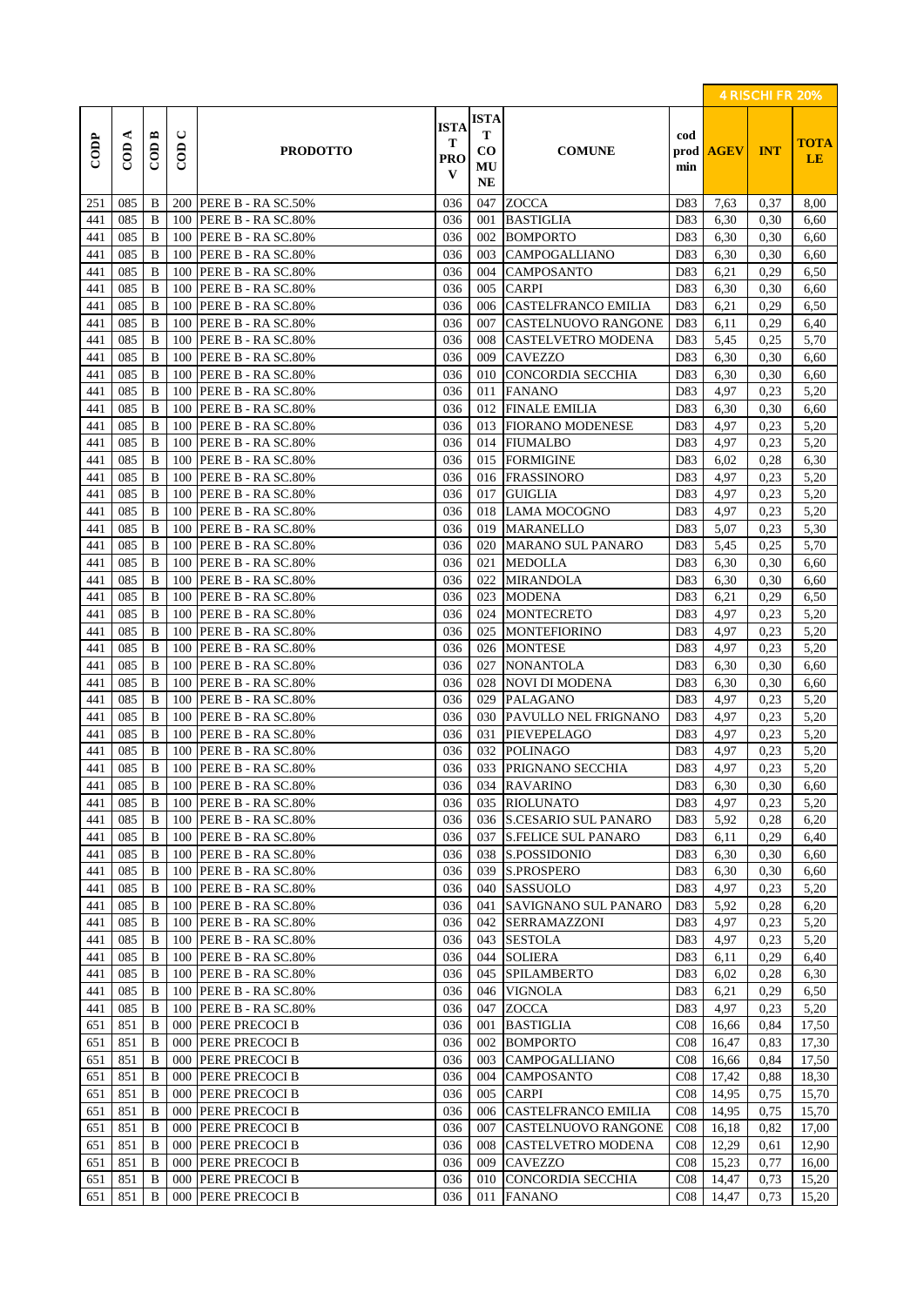| CODP | COD A | COD B | COD C | PRODOTTO | ISTAT PROV | ISTAT COMUNE | COMUNE | cod prod min | 4 RISCHI FR 20% AGEV | INT | TOTALE |
|---|---|---|---|---|---|---|---|---|---|---|---|
| 251 | 085 | B | 200 | PERE B - RA SC.50% | 036 | 047 | ZOCCA | D83 | 7,63 | 0,37 | 8,00 |
| 441 | 085 | B | 100 | PERE B - RA SC.80% | 036 | 001 | BASTIGLIA | D83 | 6,30 | 0,30 | 6,60 |
| 441 | 085 | B | 100 | PERE B - RA SC.80% | 036 | 002 | BOMPORTO | D83 | 6,30 | 0,30 | 6,60 |
| 441 | 085 | B | 100 | PERE B - RA SC.80% | 036 | 003 | CAMPOGALLIANO | D83 | 6,30 | 0,30 | 6,60 |
| 441 | 085 | B | 100 | PERE B - RA SC.80% | 036 | 004 | CAMPOSANTO | D83 | 6,21 | 0,29 | 6,50 |
| 441 | 085 | B | 100 | PERE B - RA SC.80% | 036 | 005 | CARPI | D83 | 6,30 | 0,30 | 6,60 |
| 441 | 085 | B | 100 | PERE B - RA SC.80% | 036 | 006 | CASTELFRANCO EMILIA | D83 | 6,21 | 0,29 | 6,50 |
| 441 | 085 | B | 100 | PERE B - RA SC.80% | 036 | 007 | CASTELNUOVO RANGONE | D83 | 6,11 | 0,29 | 6,40 |
| 441 | 085 | B | 100 | PERE B - RA SC.80% | 036 | 008 | CASTELVETRO MODENA | D83 | 5,45 | 0,25 | 5,70 |
| 441 | 085 | B | 100 | PERE B - RA SC.80% | 036 | 009 | CAVEZZO | D83 | 6,30 | 0,30 | 6,60 |
| 441 | 085 | B | 100 | PERE B - RA SC.80% | 036 | 010 | CONCORDIA SECCHIA | D83 | 6,30 | 0,30 | 6,60 |
| 441 | 085 | B | 100 | PERE B - RA SC.80% | 036 | 011 | FANANO | D83 | 4,97 | 0,23 | 5,20 |
| 441 | 085 | B | 100 | PERE B - RA SC.80% | 036 | 012 | FINALE EMILIA | D83 | 6,30 | 0,30 | 6,60 |
| 441 | 085 | B | 100 | PERE B - RA SC.80% | 036 | 013 | FIORANO MODENESE | D83 | 4,97 | 0,23 | 5,20 |
| 441 | 085 | B | 100 | PERE B - RA SC.80% | 036 | 014 | FIUMALBO | D83 | 4,97 | 0,23 | 5,20 |
| 441 | 085 | B | 100 | PERE B - RA SC.80% | 036 | 015 | FORMIGINE | D83 | 6,02 | 0,28 | 6,30 |
| 441 | 085 | B | 100 | PERE B - RA SC.80% | 036 | 016 | FRASSINORO | D83 | 4,97 | 0,23 | 5,20 |
| 441 | 085 | B | 100 | PERE B - RA SC.80% | 036 | 017 | GUIGLIA | D83 | 4,97 | 0,23 | 5,20 |
| 441 | 085 | B | 100 | PERE B - RA SC.80% | 036 | 018 | LAMA MOCOGNO | D83 | 4,97 | 0,23 | 5,20 |
| 441 | 085 | B | 100 | PERE B - RA SC.80% | 036 | 019 | MARANELLO | D83 | 5,07 | 0,23 | 5,30 |
| 441 | 085 | B | 100 | PERE B - RA SC.80% | 036 | 020 | MARANO SUL PANARO | D83 | 5,45 | 0,25 | 5,70 |
| 441 | 085 | B | 100 | PERE B - RA SC.80% | 036 | 021 | MEDOLLA | D83 | 6,30 | 0,30 | 6,60 |
| 441 | 085 | B | 100 | PERE B - RA SC.80% | 036 | 022 | MIRANDOLA | D83 | 6,30 | 0,30 | 6,60 |
| 441 | 085 | B | 100 | PERE B - RA SC.80% | 036 | 023 | MODENA | D83 | 6,21 | 0,29 | 6,50 |
| 441 | 085 | B | 100 | PERE B - RA SC.80% | 036 | 024 | MONTECRETO | D83 | 4,97 | 0,23 | 5,20 |
| 441 | 085 | B | 100 | PERE B - RA SC.80% | 036 | 025 | MONTEFIORINO | D83 | 4,97 | 0,23 | 5,20 |
| 441 | 085 | B | 100 | PERE B - RA SC.80% | 036 | 026 | MONTESE | D83 | 4,97 | 0,23 | 5,20 |
| 441 | 085 | B | 100 | PERE B - RA SC.80% | 036 | 027 | NONANTOLA | D83 | 6,30 | 0,30 | 6,60 |
| 441 | 085 | B | 100 | PERE B - RA SC.80% | 036 | 028 | NOVI DI MODENA | D83 | 6,30 | 0,30 | 6,60 |
| 441 | 085 | B | 100 | PERE B - RA SC.80% | 036 | 029 | PALAGANO | D83 | 4,97 | 0,23 | 5,20 |
| 441 | 085 | B | 100 | PERE B - RA SC.80% | 036 | 030 | PAVULLO NEL FRIGNANO | D83 | 4,97 | 0,23 | 5,20 |
| 441 | 085 | B | 100 | PERE B - RA SC.80% | 036 | 031 | PIEVEPELAGO | D83 | 4,97 | 0,23 | 5,20 |
| 441 | 085 | B | 100 | PERE B - RA SC.80% | 036 | 032 | POLINAGO | D83 | 4,97 | 0,23 | 5,20 |
| 441 | 085 | B | 100 | PERE B - RA SC.80% | 036 | 033 | PRIGNANO SECCHIA | D83 | 4,97 | 0,23 | 5,20 |
| 441 | 085 | B | 100 | PERE B - RA SC.80% | 036 | 034 | RAVARINO | D83 | 6,30 | 0,30 | 6,60 |
| 441 | 085 | B | 100 | PERE B - RA SC.80% | 036 | 035 | RIOLUNATO | D83 | 4,97 | 0,23 | 5,20 |
| 441 | 085 | B | 100 | PERE B - RA SC.80% | 036 | 036 | S.CESARIO SUL PANARO | D83 | 5,92 | 0,28 | 6,20 |
| 441 | 085 | B | 100 | PERE B - RA SC.80% | 036 | 037 | S.FELICE SUL PANARO | D83 | 6,11 | 0,29 | 6,40 |
| 441 | 085 | B | 100 | PERE B - RA SC.80% | 036 | 038 | S.POSSIDONIO | D83 | 6,30 | 0,30 | 6,60 |
| 441 | 085 | B | 100 | PERE B - RA SC.80% | 036 | 039 | S.PROSPERO | D83 | 6,30 | 0,30 | 6,60 |
| 441 | 085 | B | 100 | PERE B - RA SC.80% | 036 | 040 | SASSUOLO | D83 | 4,97 | 0,23 | 5,20 |
| 441 | 085 | B | 100 | PERE B - RA SC.80% | 036 | 041 | SAVIGNANO SUL PANARO | D83 | 5,92 | 0,28 | 6,20 |
| 441 | 085 | B | 100 | PERE B - RA SC.80% | 036 | 042 | SERRAMAZZONI | D83 | 4,97 | 0,23 | 5,20 |
| 441 | 085 | B | 100 | PERE B - RA SC.80% | 036 | 043 | SESTOLA | D83 | 4,97 | 0,23 | 5,20 |
| 441 | 085 | B | 100 | PERE B - RA SC.80% | 036 | 044 | SOLIERA | D83 | 6,11 | 0,29 | 6,40 |
| 441 | 085 | B | 100 | PERE B - RA SC.80% | 036 | 045 | SPILAMBERTO | D83 | 6,02 | 0,28 | 6,30 |
| 441 | 085 | B | 100 | PERE B - RA SC.80% | 036 | 046 | VIGNOLA | D83 | 6,21 | 0,29 | 6,50 |
| 441 | 085 | B | 100 | PERE B - RA SC.80% | 036 | 047 | ZOCCA | D83 | 4,97 | 0,23 | 5,20 |
| 651 | 851 | B | 000 | PERE PRECOCI B | 036 | 001 | BASTIGLIA | C08 | 16,66 | 0,84 | 17,50 |
| 651 | 851 | B | 000 | PERE PRECOCI B | 036 | 002 | BOMPORTO | C08 | 16,47 | 0,83 | 17,30 |
| 651 | 851 | B | 000 | PERE PRECOCI B | 036 | 003 | CAMPOGALLIANO | C08 | 16,66 | 0,84 | 17,50 |
| 651 | 851 | B | 000 | PERE PRECOCI B | 036 | 004 | CAMPOSANTO | C08 | 17,42 | 0,88 | 18,30 |
| 651 | 851 | B | 000 | PERE PRECOCI B | 036 | 005 | CARPI | C08 | 14,95 | 0,75 | 15,70 |
| 651 | 851 | B | 000 | PERE PRECOCI B | 036 | 006 | CASTELFRANCO EMILIA | C08 | 14,95 | 0,75 | 15,70 |
| 651 | 851 | B | 000 | PERE PRECOCI B | 036 | 007 | CASTELNUOVO RANGONE | C08 | 16,18 | 0,82 | 17,00 |
| 651 | 851 | B | 000 | PERE PRECOCI B | 036 | 008 | CASTELVETRO MODENA | C08 | 12,29 | 0,61 | 12,90 |
| 651 | 851 | B | 000 | PERE PRECOCI B | 036 | 009 | CAVEZZO | C08 | 15,23 | 0,77 | 16,00 |
| 651 | 851 | B | 000 | PERE PRECOCI B | 036 | 010 | CONCORDIA SECCHIA | C08 | 14,47 | 0,73 | 15,20 |
| 651 | 851 | B | 000 | PERE PRECOCI B | 036 | 011 | FANANO | C08 | 14,47 | 0,73 | 15,20 |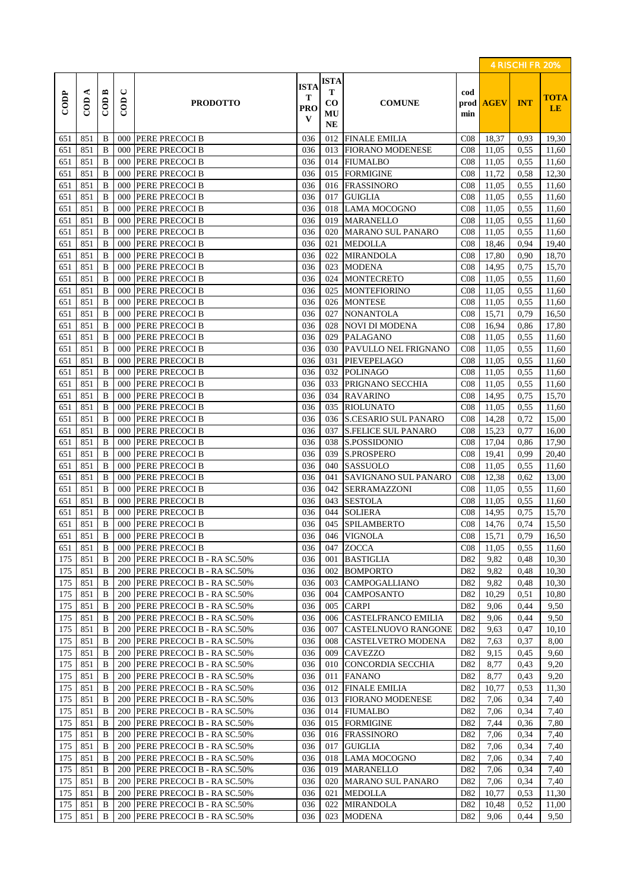| CODP | COD A | COD B | COD C | PRODOTTO | ISTAT PROV | ISTAT COMUNE | COMUNE | cod prod min | 4 RISCHI FR 20% AGEV | INT | TOTALE |
|---|---|---|---|---|---|---|---|---|---|---|---|
| 651 | 851 | B | 000 | PERE PRECOCI B | 036 | 012 | FINALE EMILIA | C08 | 18,37 | 0,93 | 19,30 |
| 651 | 851 | B | 000 | PERE PRECOCI B | 036 | 013 | FIORANO MODENESE | C08 | 11,05 | 0,55 | 11,60 |
| 651 | 851 | B | 000 | PERE PRECOCI B | 036 | 014 | FIUMALBO | C08 | 11,05 | 0,55 | 11,60 |
| 651 | 851 | B | 000 | PERE PRECOCI B | 036 | 015 | FORMIGINE | C08 | 11,72 | 0,58 | 12,30 |
| 651 | 851 | B | 000 | PERE PRECOCI B | 036 | 016 | FRASSINORO | C08 | 11,05 | 0,55 | 11,60 |
| 651 | 851 | B | 000 | PERE PRECOCI B | 036 | 017 | GUIGLIA | C08 | 11,05 | 0,55 | 11,60 |
| 651 | 851 | B | 000 | PERE PRECOCI B | 036 | 018 | LAMA MOCOGNO | C08 | 11,05 | 0,55 | 11,60 |
| 651 | 851 | B | 000 | PERE PRECOCI B | 036 | 019 | MARANELLO | C08 | 11,05 | 0,55 | 11,60 |
| 651 | 851 | B | 000 | PERE PRECOCI B | 036 | 020 | MARANO SUL PANARO | C08 | 11,05 | 0,55 | 11,60 |
| 651 | 851 | B | 000 | PERE PRECOCI B | 036 | 021 | MEDOLLA | C08 | 18,46 | 0,94 | 19,40 |
| 651 | 851 | B | 000 | PERE PRECOCI B | 036 | 022 | MIRANDOLA | C08 | 17,80 | 0,90 | 18,70 |
| 651 | 851 | B | 000 | PERE PRECOCI B | 036 | 023 | MODENA | C08 | 14,95 | 0,75 | 15,70 |
| 651 | 851 | B | 000 | PERE PRECOCI B | 036 | 024 | MONTECRETO | C08 | 11,05 | 0,55 | 11,60 |
| 651 | 851 | B | 000 | PERE PRECOCI B | 036 | 025 | MONTEFIORINO | C08 | 11,05 | 0,55 | 11,60 |
| 651 | 851 | B | 000 | PERE PRECOCI B | 036 | 026 | MONTESE | C08 | 11,05 | 0,55 | 11,60 |
| 651 | 851 | B | 000 | PERE PRECOCI B | 036 | 027 | NONANTOLA | C08 | 15,71 | 0,79 | 16,50 |
| 651 | 851 | B | 000 | PERE PRECOCI B | 036 | 028 | NOVI DI MODENA | C08 | 16,94 | 0,86 | 17,80 |
| 651 | 851 | B | 000 | PERE PRECOCI B | 036 | 029 | PALAGANO | C08 | 11,05 | 0,55 | 11,60 |
| 651 | 851 | B | 000 | PERE PRECOCI B | 036 | 030 | PAVULLO NEL FRIGNANO | C08 | 11,05 | 0,55 | 11,60 |
| 651 | 851 | B | 000 | PERE PRECOCI B | 036 | 031 | PIEVEPELAGO | C08 | 11,05 | 0,55 | 11,60 |
| 651 | 851 | B | 000 | PERE PRECOCI B | 036 | 032 | POLINAGO | C08 | 11,05 | 0,55 | 11,60 |
| 651 | 851 | B | 000 | PERE PRECOCI B | 036 | 033 | PRIGNANO SECCHIA | C08 | 11,05 | 0,55 | 11,60 |
| 651 | 851 | B | 000 | PERE PRECOCI B | 036 | 034 | RAVARINO | C08 | 14,95 | 0,75 | 15,70 |
| 651 | 851 | B | 000 | PERE PRECOCI B | 036 | 035 | RIOLUNATO | C08 | 11,05 | 0,55 | 11,60 |
| 651 | 851 | B | 000 | PERE PRECOCI B | 036 | 036 | S.CESARIO SUL PANARO | C08 | 14,28 | 0,72 | 15,00 |
| 651 | 851 | B | 000 | PERE PRECOCI B | 036 | 037 | S.FELICE SUL PANARO | C08 | 15,23 | 0,77 | 16,00 |
| 651 | 851 | B | 000 | PERE PRECOCI B | 036 | 038 | S.POSSIDONIO | C08 | 17,04 | 0,86 | 17,90 |
| 651 | 851 | B | 000 | PERE PRECOCI B | 036 | 039 | S.PROSPERO | C08 | 19,41 | 0,99 | 20,40 |
| 651 | 851 | B | 000 | PERE PRECOCI B | 036 | 040 | SASSUOLO | C08 | 11,05 | 0,55 | 11,60 |
| 651 | 851 | B | 000 | PERE PRECOCI B | 036 | 041 | SAVIGNANO SUL PANARO | C08 | 12,38 | 0,62 | 13,00 |
| 651 | 851 | B | 000 | PERE PRECOCI B | 036 | 042 | SERRAMAZZONI | C08 | 11,05 | 0,55 | 11,60 |
| 651 | 851 | B | 000 | PERE PRECOCI B | 036 | 043 | SESTOLA | C08 | 11,05 | 0,55 | 11,60 |
| 651 | 851 | B | 000 | PERE PRECOCI B | 036 | 044 | SOLIERA | C08 | 14,95 | 0,75 | 15,70 |
| 651 | 851 | B | 000 | PERE PRECOCI B | 036 | 045 | SPILAMBERTO | C08 | 14,76 | 0,74 | 15,50 |
| 651 | 851 | B | 000 | PERE PRECOCI B | 036 | 046 | VIGNOLA | C08 | 15,71 | 0,79 | 16,50 |
| 651 | 851 | B | 000 | PERE PRECOCI B | 036 | 047 | ZOCCA | C08 | 11,05 | 0,55 | 11,60 |
| 175 | 851 | B | 200 | PERE PRECOCI B - RA SC.50% | 036 | 001 | BASTIGLIA | D82 | 9,82 | 0,48 | 10,30 |
| 175 | 851 | B | 200 | PERE PRECOCI B - RA SC.50% | 036 | 002 | BOMPORTO | D82 | 9,82 | 0,48 | 10,30 |
| 175 | 851 | B | 200 | PERE PRECOCI B - RA SC.50% | 036 | 003 | CAMPOGALLIANO | D82 | 9,82 | 0,48 | 10,30 |
| 175 | 851 | B | 200 | PERE PRECOCI B - RA SC.50% | 036 | 004 | CAMPOSANTO | D82 | 10,29 | 0,51 | 10,80 |
| 175 | 851 | B | 200 | PERE PRECOCI B - RA SC.50% | 036 | 005 | CARPI | D82 | 9,06 | 0,44 | 9,50 |
| 175 | 851 | B | 200 | PERE PRECOCI B - RA SC.50% | 036 | 006 | CASTELFRANCO EMILIA | D82 | 9,06 | 0,44 | 9,50 |
| 175 | 851 | B | 200 | PERE PRECOCI B - RA SC.50% | 036 | 007 | CASTELNUOVO RANGONE | D82 | 9,63 | 0,47 | 10,10 |
| 175 | 851 | B | 200 | PERE PRECOCI B - RA SC.50% | 036 | 008 | CASTELVETRO MODENA | D82 | 7,63 | 0,37 | 8,00 |
| 175 | 851 | B | 200 | PERE PRECOCI B - RA SC.50% | 036 | 009 | CAVEZZO | D82 | 9,15 | 0,45 | 9,60 |
| 175 | 851 | B | 200 | PERE PRECOCI B - RA SC.50% | 036 | 010 | CONCORDIA SECCHIA | D82 | 8,77 | 0,43 | 9,20 |
| 175 | 851 | B | 200 | PERE PRECOCI B - RA SC.50% | 036 | 011 | FANANO | D82 | 8,77 | 0,43 | 9,20 |
| 175 | 851 | B | 200 | PERE PRECOCI B - RA SC.50% | 036 | 012 | FINALE EMILIA | D82 | 10,77 | 0,53 | 11,30 |
| 175 | 851 | B | 200 | PERE PRECOCI B - RA SC.50% | 036 | 013 | FIORANO MODENESE | D82 | 7,06 | 0,34 | 7,40 |
| 175 | 851 | B | 200 | PERE PRECOCI B - RA SC.50% | 036 | 014 | FIUMALBO | D82 | 7,06 | 0,34 | 7,40 |
| 175 | 851 | B | 200 | PERE PRECOCI B - RA SC.50% | 036 | 015 | FORMIGINE | D82 | 7,44 | 0,36 | 7,80 |
| 175 | 851 | B | 200 | PERE PRECOCI B - RA SC.50% | 036 | 016 | FRASSINORO | D82 | 7,06 | 0,34 | 7,40 |
| 175 | 851 | B | 200 | PERE PRECOCI B - RA SC.50% | 036 | 017 | GUIGLIA | D82 | 7,06 | 0,34 | 7,40 |
| 175 | 851 | B | 200 | PERE PRECOCI B - RA SC.50% | 036 | 018 | LAMA MOCOGNO | D82 | 7,06 | 0,34 | 7,40 |
| 175 | 851 | B | 200 | PERE PRECOCI B - RA SC.50% | 036 | 019 | MARANELLO | D82 | 7,06 | 0,34 | 7,40 |
| 175 | 851 | B | 200 | PERE PRECOCI B - RA SC.50% | 036 | 020 | MARANO SUL PANARO | D82 | 7,06 | 0,34 | 7,40 |
| 175 | 851 | B | 200 | PERE PRECOCI B - RA SC.50% | 036 | 021 | MEDOLLA | D82 | 10,77 | 0,53 | 11,30 |
| 175 | 851 | B | 200 | PERE PRECOCI B - RA SC.50% | 036 | 022 | MIRANDOLA | D82 | 10,48 | 0,52 | 11,00 |
| 175 | 851 | B | 200 | PERE PRECOCI B - RA SC.50% | 036 | 023 | MODENA | D82 | 9,06 | 0,44 | 9,50 |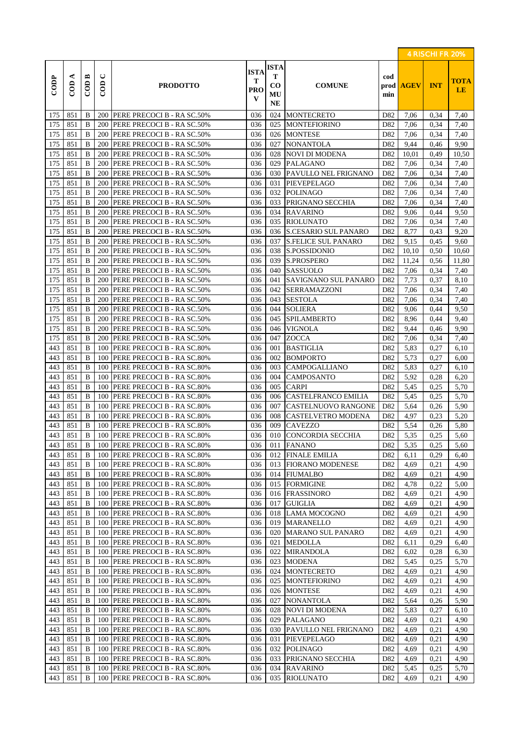| CODP | COD A | COD B | COD C | PRODOTTO | ISTAT PROV | ISTAT COMUNE | COMUNE | cod prod min | 4 RISCHI FR 20% AGEV | INT | TOTALE |
|---|---|---|---|---|---|---|---|---|---|---|---|
| 175 | 851 | B | 200 | PERE PRECOCI B - RA SC.50% | 036 | 024 | MONTECRETO | D82 | 7,06 | 0,34 | 7,40 |
| 175 | 851 | B | 200 | PERE PRECOCI B - RA SC.50% | 036 | 025 | MONTEFIORINO | D82 | 7,06 | 0,34 | 7,40 |
| 175 | 851 | B | 200 | PERE PRECOCI B - RA SC.50% | 036 | 026 | MONTESE | D82 | 7,06 | 0,34 | 7,40 |
| 175 | 851 | B | 200 | PERE PRECOCI B - RA SC.50% | 036 | 027 | NONANTOLA | D82 | 9,44 | 0,46 | 9,90 |
| 175 | 851 | B | 200 | PERE PRECOCI B - RA SC.50% | 036 | 028 | NOVI DI MODENA | D82 | 10,01 | 0,49 | 10,50 |
| 175 | 851 | B | 200 | PERE PRECOCI B - RA SC.50% | 036 | 029 | PALAGANO | D82 | 7,06 | 0,34 | 7,40 |
| 175 | 851 | B | 200 | PERE PRECOCI B - RA SC.50% | 036 | 030 | PAVULLO NEL FRIGNANO | D82 | 7,06 | 0,34 | 7,40 |
| 175 | 851 | B | 200 | PERE PRECOCI B - RA SC.50% | 036 | 031 | PIEVEPELAGO | D82 | 7,06 | 0,34 | 7,40 |
| 175 | 851 | B | 200 | PERE PRECOCI B - RA SC.50% | 036 | 032 | POLINAGO | D82 | 7,06 | 0,34 | 7,40 |
| 175 | 851 | B | 200 | PERE PRECOCI B - RA SC.50% | 036 | 033 | PRIGNANO SECCHIA | D82 | 7,06 | 0,34 | 7,40 |
| 175 | 851 | B | 200 | PERE PRECOCI B - RA SC.50% | 036 | 034 | RAVARINO | D82 | 9,06 | 0,44 | 9,50 |
| 175 | 851 | B | 200 | PERE PRECOCI B - RA SC.50% | 036 | 035 | RIOLUNATO | D82 | 7,06 | 0,34 | 7,40 |
| 175 | 851 | B | 200 | PERE PRECOCI B - RA SC.50% | 036 | 036 | S.CESARIO SUL PANARO | D82 | 8,77 | 0,43 | 9,20 |
| 175 | 851 | B | 200 | PERE PRECOCI B - RA SC.50% | 036 | 037 | S.FELICE SUL PANARO | D82 | 9,15 | 0,45 | 9,60 |
| 175 | 851 | B | 200 | PERE PRECOCI B - RA SC.50% | 036 | 038 | S.POSSIDONIO | D82 | 10,10 | 0,50 | 10,60 |
| 175 | 851 | B | 200 | PERE PRECOCI B - RA SC.50% | 036 | 039 | S.PROSPERO | D82 | 11,24 | 0,56 | 11,80 |
| 175 | 851 | B | 200 | PERE PRECOCI B - RA SC.50% | 036 | 040 | SASSUOLO | D82 | 7,06 | 0,34 | 7,40 |
| 175 | 851 | B | 200 | PERE PRECOCI B - RA SC.50% | 036 | 041 | SAVIGNANO SUL PANARO | D82 | 7,73 | 0,37 | 8,10 |
| 175 | 851 | B | 200 | PERE PRECOCI B - RA SC.50% | 036 | 042 | SERRAMAZZONI | D82 | 7,06 | 0,34 | 7,40 |
| 175 | 851 | B | 200 | PERE PRECOCI B - RA SC.50% | 036 | 043 | SESTOLA | D82 | 7,06 | 0,34 | 7,40 |
| 175 | 851 | B | 200 | PERE PRECOCI B - RA SC.50% | 036 | 044 | SOLIERA | D82 | 9,06 | 0,44 | 9,50 |
| 175 | 851 | B | 200 | PERE PRECOCI B - RA SC.50% | 036 | 045 | SPILAMBERTO | D82 | 8,96 | 0,44 | 9,40 |
| 175 | 851 | B | 200 | PERE PRECOCI B - RA SC.50% | 036 | 046 | VIGNOLA | D82 | 9,44 | 0,46 | 9,90 |
| 175 | 851 | B | 200 | PERE PRECOCI B - RA SC.50% | 036 | 047 | ZOCCA | D82 | 7,06 | 0,34 | 7,40 |
| 443 | 851 | B | 100 | PERE PRECOCI B - RA SC.80% | 036 | 001 | BASTIGLIA | D82 | 5,83 | 0,27 | 6,10 |
| 443 | 851 | B | 100 | PERE PRECOCI B - RA SC.80% | 036 | 002 | BOMPORTO | D82 | 5,73 | 0,27 | 6,00 |
| 443 | 851 | B | 100 | PERE PRECOCI B - RA SC.80% | 036 | 003 | CAMPOGALLIANO | D82 | 5,83 | 0,27 | 6,10 |
| 443 | 851 | B | 100 | PERE PRECOCI B - RA SC.80% | 036 | 004 | CAMPOSANTO | D82 | 5,92 | 0,28 | 6,20 |
| 443 | 851 | B | 100 | PERE PRECOCI B - RA SC.80% | 036 | 005 | CARPI | D82 | 5,45 | 0,25 | 5,70 |
| 443 | 851 | B | 100 | PERE PRECOCI B - RA SC.80% | 036 | 006 | CASTELFRANCO EMILIA | D82 | 5,45 | 0,25 | 5,70 |
| 443 | 851 | B | 100 | PERE PRECOCI B - RA SC.80% | 036 | 007 | CASTELNUOVO RANGONE | D82 | 5,64 | 0,26 | 5,90 |
| 443 | 851 | B | 100 | PERE PRECOCI B - RA SC.80% | 036 | 008 | CASTELVETRO MODENA | D82 | 4,97 | 0,23 | 5,20 |
| 443 | 851 | B | 100 | PERE PRECOCI B - RA SC.80% | 036 | 009 | CAVEZZO | D82 | 5,54 | 0,26 | 5,80 |
| 443 | 851 | B | 100 | PERE PRECOCI B - RA SC.80% | 036 | 010 | CONCORDIA SECCHIA | D82 | 5,35 | 0,25 | 5,60 |
| 443 | 851 | B | 100 | PERE PRECOCI B - RA SC.80% | 036 | 011 | FANANO | D82 | 5,35 | 0,25 | 5,60 |
| 443 | 851 | B | 100 | PERE PRECOCI B - RA SC.80% | 036 | 012 | FINALE EMILIA | D82 | 6,11 | 0,29 | 6,40 |
| 443 | 851 | B | 100 | PERE PRECOCI B - RA SC.80% | 036 | 013 | FIORANO MODENESE | D82 | 4,69 | 0,21 | 4,90 |
| 443 | 851 | B | 100 | PERE PRECOCI B - RA SC.80% | 036 | 014 | FIUMALBO | D82 | 4,69 | 0,21 | 4,90 |
| 443 | 851 | B | 100 | PERE PRECOCI B - RA SC.80% | 036 | 015 | FORMIGINE | D82 | 4,78 | 0,22 | 5,00 |
| 443 | 851 | B | 100 | PERE PRECOCI B - RA SC.80% | 036 | 016 | FRASSINORO | D82 | 4,69 | 0,21 | 4,90 |
| 443 | 851 | B | 100 | PERE PRECOCI B - RA SC.80% | 036 | 017 | GUIGLIA | D82 | 4,69 | 0,21 | 4,90 |
| 443 | 851 | B | 100 | PERE PRECOCI B - RA SC.80% | 036 | 018 | LAMA MOCOGNO | D82 | 4,69 | 0,21 | 4,90 |
| 443 | 851 | B | 100 | PERE PRECOCI B - RA SC.80% | 036 | 019 | MARANELLO | D82 | 4,69 | 0,21 | 4,90 |
| 443 | 851 | B | 100 | PERE PRECOCI B - RA SC.80% | 036 | 020 | MARANO SUL PANARO | D82 | 4,69 | 0,21 | 4,90 |
| 443 | 851 | B | 100 | PERE PRECOCI B - RA SC.80% | 036 | 021 | MEDOLLA | D82 | 6,11 | 0,29 | 6,40 |
| 443 | 851 | B | 100 | PERE PRECOCI B - RA SC.80% | 036 | 022 | MIRANDOLA | D82 | 6,02 | 0,28 | 6,30 |
| 443 | 851 | B | 100 | PERE PRECOCI B - RA SC.80% | 036 | 023 | MODENA | D82 | 5,45 | 0,25 | 5,70 |
| 443 | 851 | B | 100 | PERE PRECOCI B - RA SC.80% | 036 | 024 | MONTECRETO | D82 | 4,69 | 0,21 | 4,90 |
| 443 | 851 | B | 100 | PERE PRECOCI B - RA SC.80% | 036 | 025 | MONTEFIORINO | D82 | 4,69 | 0,21 | 4,90 |
| 443 | 851 | B | 100 | PERE PRECOCI B - RA SC.80% | 036 | 026 | MONTESE | D82 | 4,69 | 0,21 | 4,90 |
| 443 | 851 | B | 100 | PERE PRECOCI B - RA SC.80% | 036 | 027 | NONANTOLA | D82 | 5,64 | 0,26 | 5,90 |
| 443 | 851 | B | 100 | PERE PRECOCI B - RA SC.80% | 036 | 028 | NOVI DI MODENA | D82 | 5,83 | 0,27 | 6,10 |
| 443 | 851 | B | 100 | PERE PRECOCI B - RA SC.80% | 036 | 029 | PALAGANO | D82 | 4,69 | 0,21 | 4,90 |
| 443 | 851 | B | 100 | PERE PRECOCI B - RA SC.80% | 036 | 030 | PAVULLO NEL FRIGNANO | D82 | 4,69 | 0,21 | 4,90 |
| 443 | 851 | B | 100 | PERE PRECOCI B - RA SC.80% | 036 | 031 | PIEVEPELAGO | D82 | 4,69 | 0,21 | 4,90 |
| 443 | 851 | B | 100 | PERE PRECOCI B - RA SC.80% | 036 | 032 | POLINAGO | D82 | 4,69 | 0,21 | 4,90 |
| 443 | 851 | B | 100 | PERE PRECOCI B - RA SC.80% | 036 | 033 | PRIGNANO SECCHIA | D82 | 4,69 | 0,21 | 4,90 |
| 443 | 851 | B | 100 | PERE PRECOCI B - RA SC.80% | 036 | 034 | RAVARINO | D82 | 5,45 | 0,25 | 5,70 |
| 443 | 851 | B | 100 | PERE PRECOCI B - RA SC.80% | 036 | 035 | RIOLUNATO | D82 | 4,69 | 0,21 | 4,90 |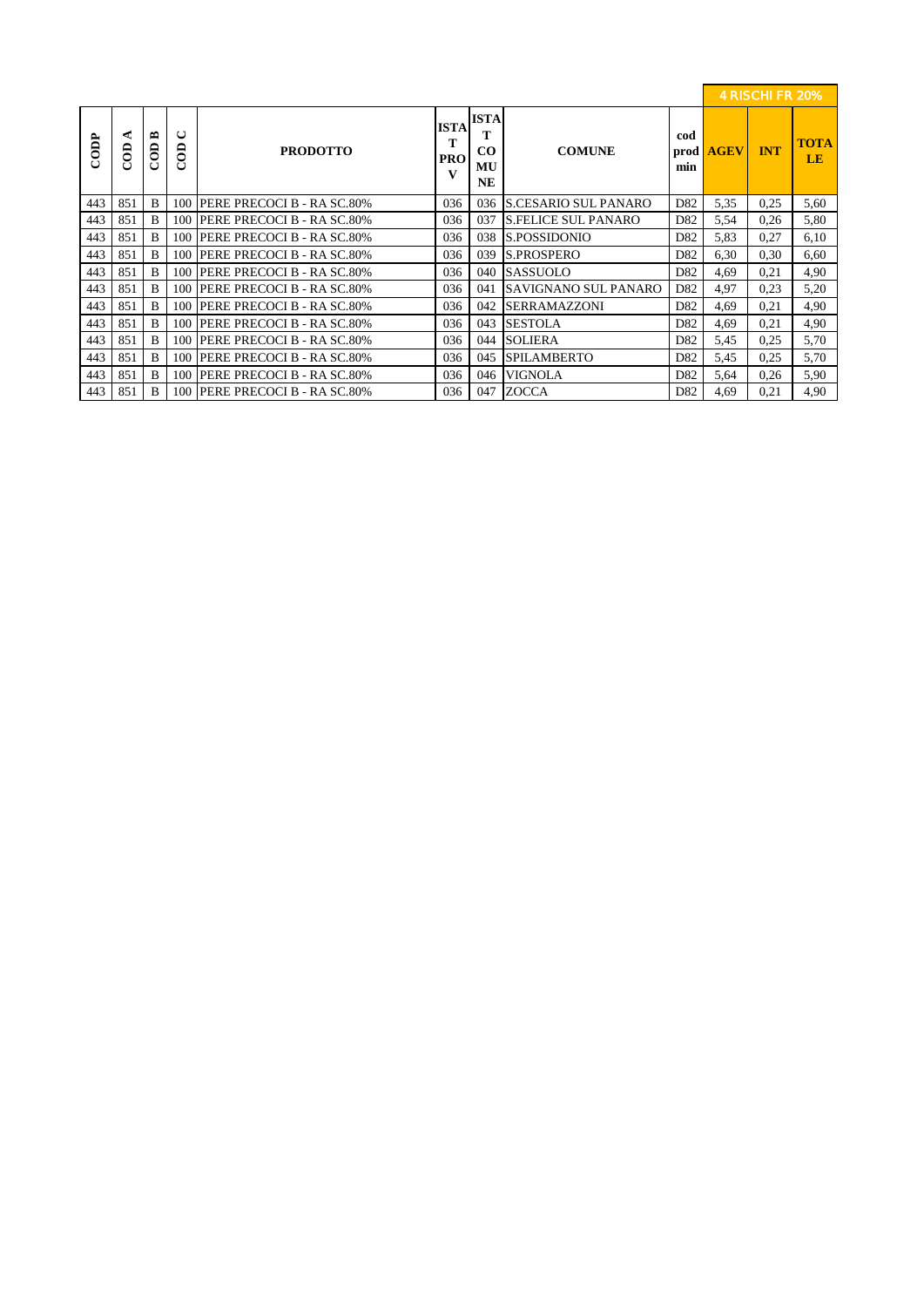| CODP | COD A | COD B | COD C | PRODOTTO | ISTAT PROV | ISTAT COMUNE | COMUNE | cod prod min | 4 RISCHI FR 20% | | |
|---|---|---|---|---|---|---|---|---|---|---|---|
| | | | | | | | | | AGEV | INT | TOTALE |
| 443 | 851 | B | 100 | PERE PRECOCI B - RA SC.80% | 036 | 036 | S.CESARIO SUL PANARO | D82 | 5,35 | 0,25 | 5,60 |
| 443 | 851 | B | 100 | PERE PRECOCI B - RA SC.80% | 036 | 037 | S.FELICE SUL PANARO | D82 | 5,54 | 0,26 | 5,80 |
| 443 | 851 | B | 100 | PERE PRECOCI B - RA SC.80% | 036 | 038 | S.POSSIDONIO | D82 | 5,83 | 0,27 | 6,10 |
| 443 | 851 | B | 100 | PERE PRECOCI B - RA SC.80% | 036 | 039 | S.PROSPERO | D82 | 6,30 | 0,30 | 6,60 |
| 443 | 851 | B | 100 | PERE PRECOCI B - RA SC.80% | 036 | 040 | SASSUOLO | D82 | 4,69 | 0,21 | 4,90 |
| 443 | 851 | B | 100 | PERE PRECOCI B - RA SC.80% | 036 | 041 | SAVIGNANO SUL PANARO | D82 | 4,97 | 0,23 | 5,20 |
| 443 | 851 | B | 100 | PERE PRECOCI B - RA SC.80% | 036 | 042 | SERRAMAZZONI | D82 | 4,69 | 0,21 | 4,90 |
| 443 | 851 | B | 100 | PERE PRECOCI B - RA SC.80% | 036 | 043 | SESTOLA | D82 | 4,69 | 0,21 | 4,90 |
| 443 | 851 | B | 100 | PERE PRECOCI B - RA SC.80% | 036 | 044 | SOLIERA | D82 | 5,45 | 0,25 | 5,70 |
| 443 | 851 | B | 100 | PERE PRECOCI B - RA SC.80% | 036 | 045 | SPILAMBERTO | D82 | 5,45 | 0,25 | 5,70 |
| 443 | 851 | B | 100 | PERE PRECOCI B - RA SC.80% | 036 | 046 | VIGNOLA | D82 | 5,64 | 0,26 | 5,90 |
| 443 | 851 | B | 100 | PERE PRECOCI B - RA SC.80% | 036 | 047 | ZOCCA | D82 | 4,69 | 0,21 | 4,90 |